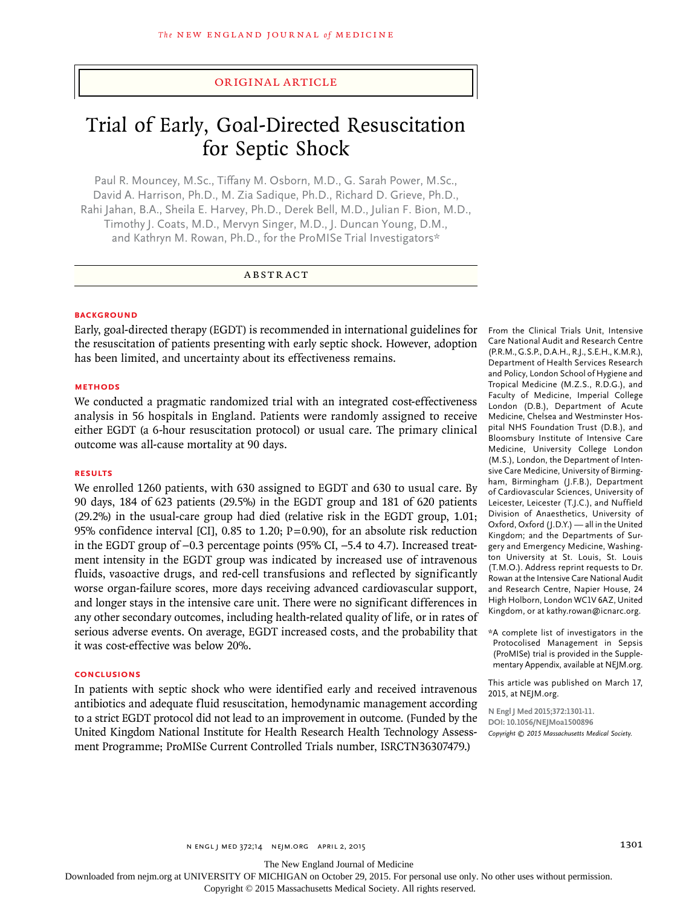ORIGINAL ARTICLE

# Trial of Early, Goal-Directed Resuscitation for Septic Shock

Paul R. Mouncey, M.Sc., Tiffany M. Osborn, M.D., G. Sarah Power, M.Sc., David A. Harrison, Ph.D., M. Zia Sadique, Ph.D., Richard D. Grieve, Ph.D., Rahi Jahan, B.A., Sheila E. Harvey, Ph.D., Derek Bell, M.D., Julian F. Bion, M.D., Timothy J. Coats, M.D., Mervyn Singer, M.D., J. Duncan Young, D.M., and Kathryn M. Rowan, Ph.D., for the ProMISe Trial Investigators*

## ABSTRACT

### BACKGROUND

Early, goal-directed therapy (EGDT) is recommended in international guidelines for the resuscitation of patients presenting with early septic shock. However, adoption has been limited, and uncertainty about its effectiveness remains.

### METHODS

We conducted a pragmatic randomized trial with an integrated cost-effectiveness analysis in 56 hospitals in England. Patients were randomly assigned to receive either EGDT (a 6-hour resuscitation protocol) or usual care. The primary clinical outcome was all-cause mortality at 90 days.

### RESULTS

We enrolled 1260 patients, with 630 assigned to EGDT and 630 to usual care. By 90 days, 184 of 623 patients (29.5%) in the EGDT group and 181 of 620 patients (29.2%) in the usual-care group had died (relative risk in the EGDT group, 1.01; 95% confidence interval [CI], 0.85 to 1.20; P=0.90), for an absolute risk reduction in the EGDT group of −0.3 percentage points (95% CI, −5.4 to 4.7). Increased treatment intensity in the EGDT group was indicated by increased use of intravenous fluids, vasoactive drugs, and red-cell transfusions and reflected by significantly worse organ-failure scores, more days receiving advanced cardiovascular support, and longer stays in the intensive care unit. There were no significant differences in any other secondary outcomes, including health-related quality of life, or in rates of serious adverse events. On average, EGDT increased costs, and the probability that it was cost-effective was below 20%.

### CONCLUSIONS

In patients with septic shock who were identified early and received intravenous antibiotics and adequate fluid resuscitation, hemodynamic management according to a strict EGDT protocol did not lead to an improvement in outcome. (Funded by the United Kingdom National Institute for Health Research Health Technology Assessment Programme; ProMISe Current Controlled Trials number, ISRCTN36307479.)

From the Clinical Trials Unit, Intensive Care National Audit and Research Centre (P.R.M., G.S.P., D.A.H., R.J., S.E.H., K.M.R.), Department of Health Services Research and Policy, London School of Hygiene and Tropical Medicine (M.Z.S., R.D.G.), and Faculty of Medicine, Imperial College London (D.B.), Department of Acute Medicine, Chelsea and Westminster Hospital NHS Foundation Trust (D.B.), and Bloomsbury Institute of Intensive Care Medicine, University College London (M.S.), London, the Department of Intensive Care Medicine, University of Birmingham, Birmingham (J.F.B.), Department of Cardiovascular Sciences, University of Leicester, Leicester (T.J.C.), and Nuffield Division of Anaesthetics, University of Oxford, Oxford (J.D.Y.) — all in the United Kingdom; and the Departments of Surgery and Emergency Medicine, Washington University at St. Louis, St. Louis (T.M.O.). Address reprint requests to Dr. Rowan at the Intensive Care National Audit and Research Centre, Napier House, 24 High Holborn, London WC1V 6AZ, United Kingdom, or at kathy.rowan@icnarc.org.

*A complete list of investigators in the Protocolised Management in Sepsis (ProMISe) trial is provided in the Supplementary Appendix, available at NEJM.org.

This article was published on March 17, 2015, at NEJM.org.

N Engl J Med 2015;372:1301-11.
DOI: 10.1056/NEJMoa1500896
*Copyright © 2015 Massachusetts Medical Society.*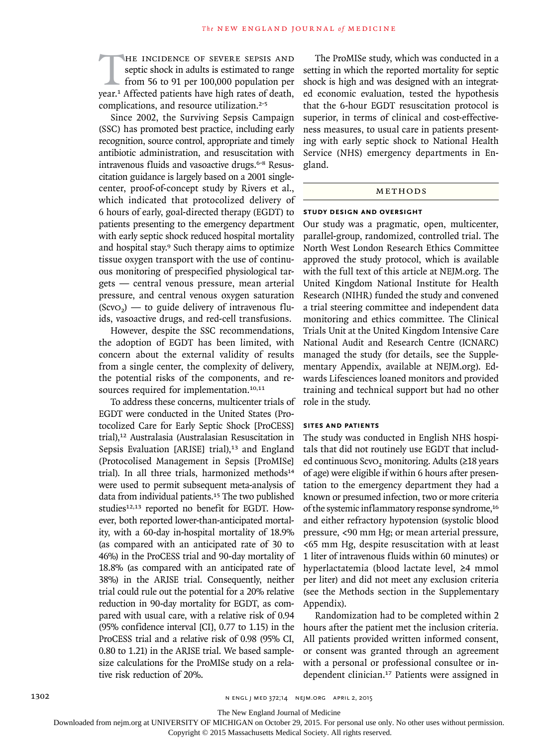The incidence of severe sepsis and septic shock in adults is estimated to range from 56 to 91 per 100,000 population per year.[1] Affected patients have high rates of death, complications, and resource utilization.[2-5]

Since 2002, the Surviving Sepsis Campaign (SSC) has promoted best practice, including early recognition, source control, appropriate and timely antibiotic administration, and resuscitation with intravenous fluids and vasoactive drugs.[6-8] Resuscitation guidance is largely based on a 2001 single-center, proof-of-concept study by Rivers et al., which indicated that protocolized delivery of 6 hours of early, goal-directed therapy (EGDT) to patients presenting to the emergency department with early septic shock reduced hospital mortality and hospital stay.[9] Such therapy aims to optimize tissue oxygen transport with the use of continuous monitoring of prespecified physiological targets — central venous pressure, mean arterial pressure, and central venous oxygen saturation ($ScvO_2$) — to guide delivery of intravenous fluids, vasoactive drugs, and red-cell transfusions.

However, despite the SSC recommendations, the adoption of EGDT has been limited, with concern about the external validity of results from a single center, the complexity of delivery, the potential risks of the components, and resources required for implementation.[10,11]

To address these concerns, multicenter trials of EGDT were conducted in the United States (Protocolized Care for Early Septic Shock [ProCESS] trial),[12] Australasia (Australasian Resuscitation in Sepsis Evaluation [ARISE] trial),[13] and England (Protocolised Management in Sepsis [ProMISe] trial). In all three trials, harmonized methods[14] were used to permit subsequent meta-analysis of data from individual patients.[15] The two published studies[12,13] reported no benefit for EGDT. However, both reported lower-than-anticipated mortality, with a 60-day in-hospital mortality of 18.9% (as compared with an anticipated rate of 30 to 46%) in the ProCESS trial and 90-day mortality of 18.8% (as compared with an anticipated rate of 38%) in the ARISE trial. Consequently, neither trial could rule out the potential for a 20% relative reduction in 90-day mortality for EGDT, as compared with usual care, with a relative risk of 0.94 (95% confidence interval [CI], 0.77 to 1.15) in the ProCESS trial and a relative risk of 0.98 (95% CI, 0.80 to 1.21) in the ARISE trial. We based sample-size calculations for the ProMISe study on a relative risk reduction of 20%.

The ProMISe study, which was conducted in a setting in which the reported mortality for septic shock is high and was designed with an integrated economic evaluation, tested the hypothesis that the 6-hour EGDT resuscitation protocol is superior, in terms of clinical and cost-effectiveness measures, to usual care in patients presenting with early septic shock to National Health Service (NHS) emergency departments in England.

## Methods

### Study Design and Oversight

Our study was a pragmatic, open, multicenter, parallel-group, randomized, controlled trial. The North West London Research Ethics Committee approved the study protocol, which is available with the full text of this article at NEJM.org. The United Kingdom National Institute for Health Research (NIHR) funded the study and convened a trial steering committee and independent data monitoring and ethics committee. The Clinical Trials Unit at the United Kingdom Intensive Care National Audit and Research Centre (ICNARC) managed the study (for details, see the Supplementary Appendix, available at NEJM.org). Edwards Lifesciences loaned monitors and provided training and technical support but had no other role in the study.

### Sites and Patients

The study was conducted in English NHS hospitals that did not routinely use EGDT that included continuous $ScvO_2$ monitoring. Adults (≥18 years of age) were eligible if within 6 hours after presentation to the emergency department they had a known or presumed infection, two or more criteria of the systemic inflammatory response syndrome,[16] and either refractory hypotension (systolic blood pressure, <90 mm Hg; or mean arterial pressure, <65 mm Hg, despite resuscitation with at least 1 liter of intravenous fluids within 60 minutes) or hyperlactatemia (blood lactate level, ≥4 mmol per liter) and did not meet any exclusion criteria (see the Methods section in the Supplementary Appendix).

Randomization had to be completed within 2 hours after the patient met the inclusion criteria. All patients provided written informed consent, or consent was granted through an agreement with a personal or professional consultee or independent clinician.[17] Patients were assigned in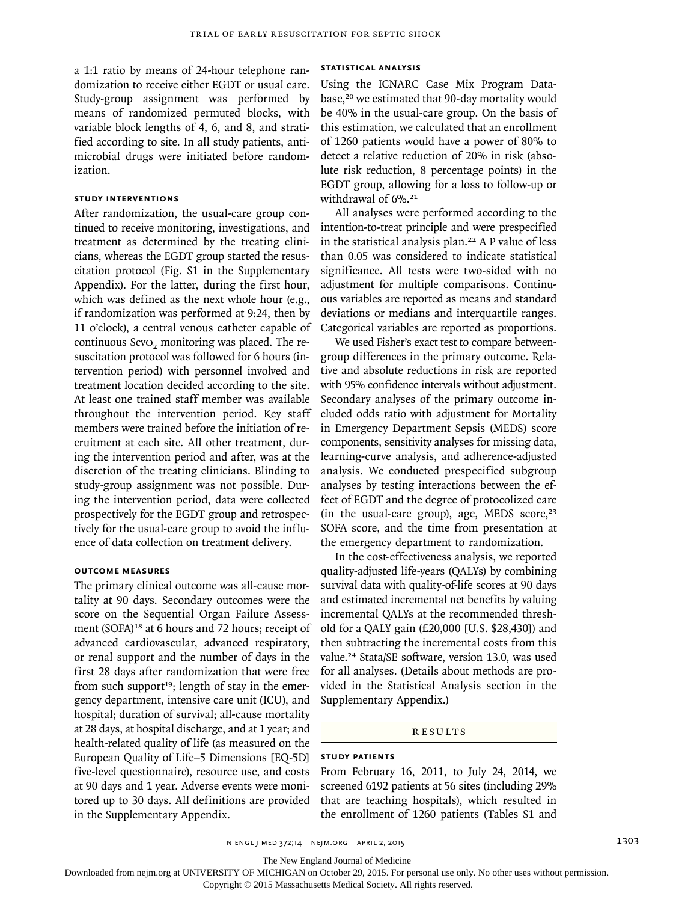a 1:1 ratio by means of 24-hour telephone randomization to receive either EGDT or usual care. Study-group assignment was performed by means of randomized permuted blocks, with variable block lengths of 4, 6, and 8, and stratified according to site. In all study patients, antimicrobial drugs were initiated before randomization.

### Study Interventions

After randomization, the usual-care group continued to receive monitoring, investigations, and treatment as determined by the treating clinicians, whereas the EGDT group started the resuscitation protocol (Fig. S1 in the Supplementary Appendix). For the latter, during the first hour, which was defined as the next whole hour (e.g., if randomization was performed at 9:24, then by 11 o'clock), a central venous catheter capable of continuous $ScvO_2$ monitoring was placed. The resuscitation protocol was followed for 6 hours (intervention period) with personnel involved and treatment location decided according to the site. At least one trained staff member was available throughout the intervention period. Key staff members were trained before the initiation of recruitment at each site. All other treatment, during the intervention period and after, was at the discretion of the treating clinicians. Blinding to study-group assignment was not possible. During the intervention period, data were collected prospectively for the EGDT group and retrospectively for the usual-care group to avoid the influence of data collection on treatment delivery.

### Outcome Measures

The primary clinical outcome was all-cause mortality at 90 days. Secondary outcomes were the score on the Sequential Organ Failure Assessment (SOFA)[18] at 6 hours and 72 hours; receipt of advanced cardiovascular, advanced respiratory, or renal support and the number of days in the first 28 days after randomization that were free from such support[19]; length of stay in the emergency department, intensive care unit (ICU), and hospital; duration of survival; all-cause mortality at 28 days, at hospital discharge, and at 1 year; and health-related quality of life (as measured on the European Quality of Life–5 Dimensions [EQ-5D] five-level questionnaire), resource use, and costs at 90 days and 1 year. Adverse events were monitored up to 30 days. All definitions are provided in the Supplementary Appendix.

### Statistical Analysis

Using the ICNARC Case Mix Program Database,[20] we estimated that 90-day mortality would be 40% in the usual-care group. On the basis of this estimation, we calculated that an enrollment of 1260 patients would have a power of 80% to detect a relative reduction of 20% in risk (absolute risk reduction, 8 percentage points) in the EGDT group, allowing for a loss to follow-up or withdrawal of 6%.[21]

All analyses were performed according to the intention-to-treat principle and were prespecified in the statistical analysis plan.[22] A P value of less than 0.05 was considered to indicate statistical significance. All tests were two-sided with no adjustment for multiple comparisons. Continuous variables are reported as means and standard deviations or medians and interquartile ranges. Categorical variables are reported as proportions.

We used Fisher's exact test to compare between-group differences in the primary outcome. Relative and absolute reductions in risk are reported with 95% confidence intervals without adjustment. Secondary analyses of the primary outcome included odds ratio with adjustment for Mortality in Emergency Department Sepsis (MEDS) score components, sensitivity analyses for missing data, learning-curve analysis, and adherence-adjusted analysis. We conducted prespecified subgroup analyses by testing interactions between the effect of EGDT and the degree of protocolized care (in the usual-care group), age, MEDS score,[23] SOFA score, and the time from presentation at the emergency department to randomization.

In the cost-effectiveness analysis, we reported quality-adjusted life-years (QALYs) by combining survival data with quality-of-life scores at 90 days and estimated incremental net benefits by valuing incremental QALYs at the recommended threshold for a QALY gain (£20,000 [U.S. $28,430]) and then subtracting the incremental costs from this value.[24] Stata/SE software, version 13.0, was used for all analyses. (Details about methods are provided in the Statistical Analysis section in the Supplementary Appendix.)

## Results

### Study Patients

From February 16, 2011, to July 24, 2014, we screened 6192 patients at 56 sites (including 29% that are teaching hospitals), which resulted in the enrollment of 1260 patients (Tables S1 and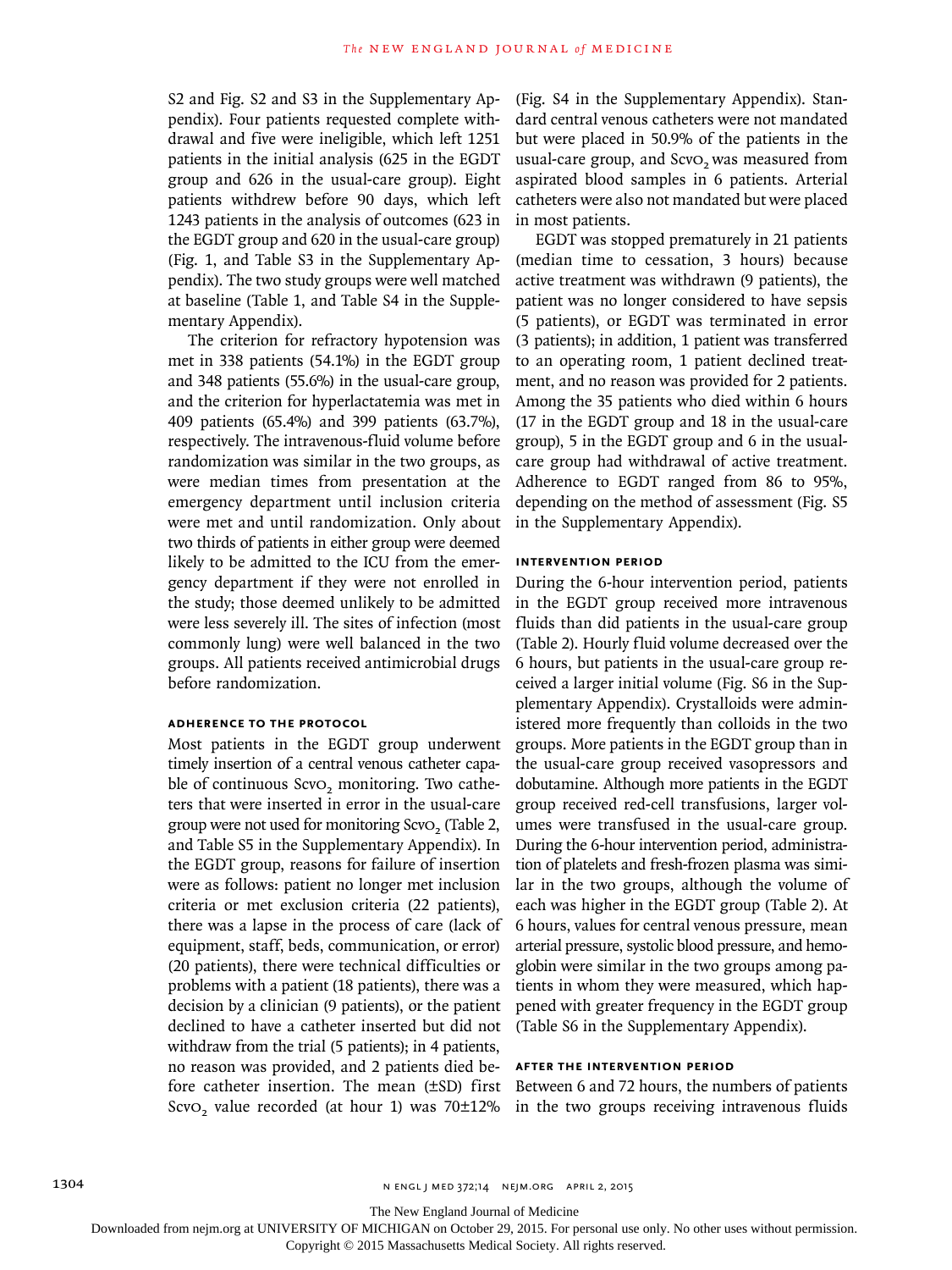S2 and Fig. S2 and S3 in the Supplementary Appendix). Four patients requested complete withdrawal and five were ineligible, which left 1251 patients in the initial analysis (625 in the EGDT group and 626 in the usual-care group). Eight patients withdrew before 90 days, which left 1243 patients in the analysis of outcomes (623 in the EGDT group and 620 in the usual-care group) (Fig. 1, and Table S3 in the Supplementary Appendix). The two study groups were well matched at baseline (Table 1, and Table S4 in the Supplementary Appendix).

The criterion for refractory hypotension was met in 338 patients (54.1%) in the EGDT group and 348 patients (55.6%) in the usual-care group, and the criterion for hyperlactatemia was met in 409 patients (65.4%) and 399 patients (63.7%), respectively. The intravenous-fluid volume before randomization was similar in the two groups, as were median times from presentation at the emergency department until inclusion criteria were met and until randomization. Only about two thirds of patients in either group were deemed likely to be admitted to the ICU from the emergency department if they were not enrolled in the study; those deemed unlikely to be admitted were less severely ill. The sites of infection (most commonly lung) were well balanced in the two groups. All patients received antimicrobial drugs before randomization.

### Adherence to the Protocol

Most patients in the EGDT group underwent timely insertion of a central venous catheter capable of continuous $Scv_{O_2}$ monitoring. Two catheters that were inserted in error in the usual-care group were not used for monitoring $Scv_{O_2}$ (Table 2, and Table S5 in the Supplementary Appendix). In the EGDT group, reasons for failure of insertion were as follows: patient no longer met inclusion criteria or met exclusion criteria (22 patients), there was a lapse in the process of care (lack of equipment, staff, beds, communication, or error) (20 patients), there were technical difficulties or problems with a patient (18 patients), there was a decision by a clinician (9 patients), or the patient declined to have a catheter inserted but did not withdraw from the trial (5 patients); in 4 patients, no reason was provided, and 2 patients died before catheter insertion. The mean (±SD) first $Scv_{O_2}$ value recorded (at hour 1) was 70±12% (Fig. S4 in the Supplementary Appendix). Standard central venous catheters were not mandated but were placed in 50.9% of the patients in the usual-care group, and $Scv_{O_2}$ was measured from aspirated blood samples in 6 patients. Arterial catheters were also not mandated but were placed in most patients.

EGDT was stopped prematurely in 21 patients (median time to cessation, 3 hours) because active treatment was withdrawn (9 patients), the patient was no longer considered to have sepsis (5 patients), or EGDT was terminated in error (3 patients); in addition, 1 patient was transferred to an operating room, 1 patient declined treatment, and no reason was provided for 2 patients. Among the 35 patients who died within 6 hours (17 in the EGDT group and 18 in the usual-care group), 5 in the EGDT group and 6 in the usual-care group had withdrawal of active treatment. Adherence to EGDT ranged from 86 to 95%, depending on the method of assessment (Fig. S5 in the Supplementary Appendix).

### Intervention Period

During the 6-hour intervention period, patients in the EGDT group received more intravenous fluids than did patients in the usual-care group (Table 2). Hourly fluid volume decreased over the 6 hours, but patients in the usual-care group received a larger initial volume (Fig. S6 in the Supplementary Appendix). Crystalloids were administered more frequently than colloids in the two groups. More patients in the EGDT group than in the usual-care group received vasopressors and dobutamine. Although more patients in the EGDT group received red-cell transfusions, larger volumes were transfused in the usual-care group. During the 6-hour intervention period, administration of platelets and fresh-frozen plasma was similar in the two groups, although the volume of each was higher in the EGDT group (Table 2). At 6 hours, values for central venous pressure, mean arterial pressure, systolic blood pressure, and hemoglobin were similar in the two groups among patients in whom they were measured, which happened with greater frequency in the EGDT group (Table S6 in the Supplementary Appendix).

### After the Intervention Period

Between 6 and 72 hours, the numbers of patients in the two groups receiving intravenous fluids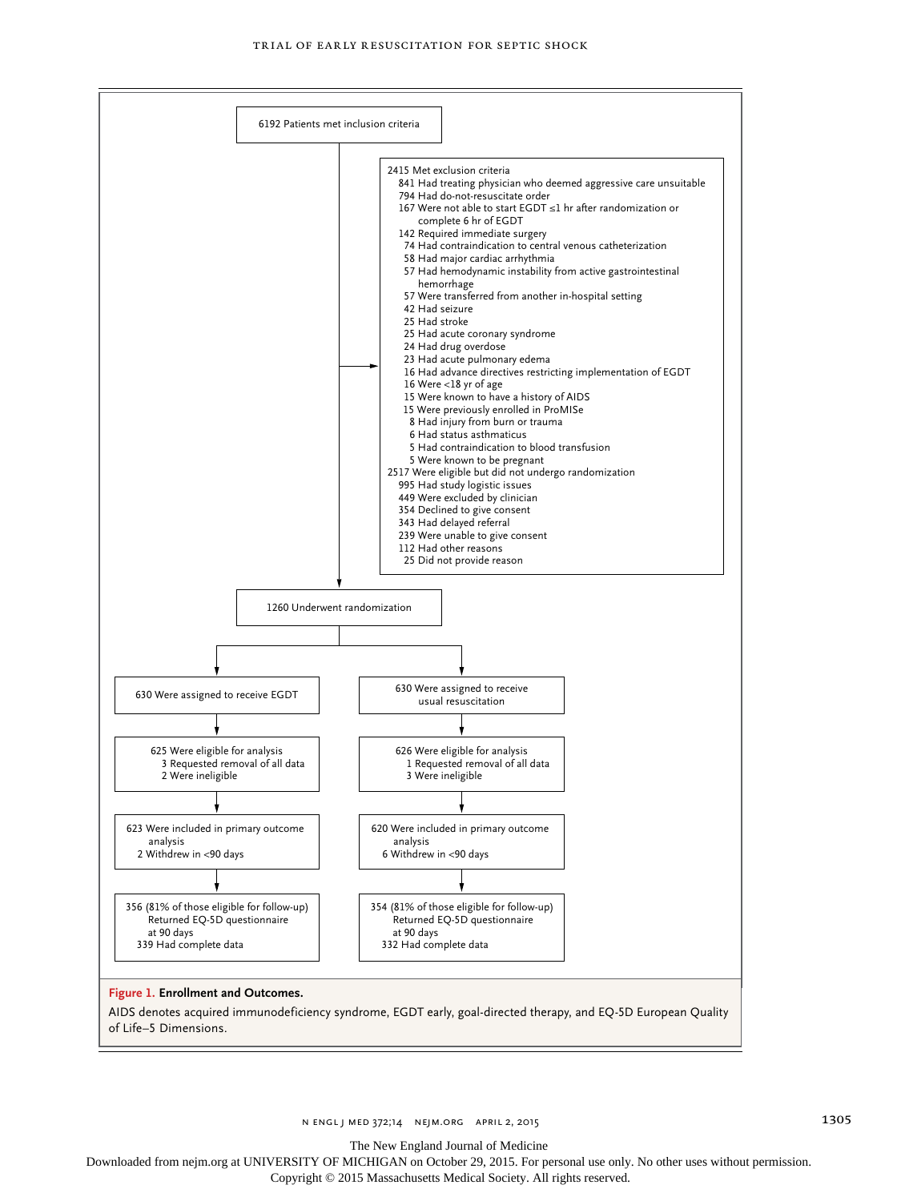6192 Patients met inclusion criteria

2415 Met exclusion criteria
- 841 Had treating physician who deemed aggressive care unsuitable
- 794 Had do-not-resuscitate order
- 167 Were not able to start EGDT ≤1 hr after randomization or complete 6 hr of EGDT
- 142 Required immediate surgery
- 74 Had contraindication to central venous catheterization
- 58 Had major cardiac arrhythmia
- 57 Had hemodynamic instability from active gastrointestinal hemorrhage
- 57 Were transferred from another in-hospital setting
- 42 Had seizure
- 25 Had stroke
- 25 Had acute coronary syndrome
- 24 Had drug overdose
- 23 Had acute pulmonary edema
- 16 Had advance directives restricting implementation of EGDT
- 16 Were <18 yr of age
- 15 Were known to have a history of AIDS
- 15 Were previously enrolled in ProMISe
- 8 Had injury from burn or trauma
- 6 Had status asthmaticus
- 5 Had contraindication to blood transfusion
- 5 Were known to be pregnant

2517 Were eligible but did not undergo randomization
- 995 Had study logistic issues
- 449 Were excluded by clinician
- 354 Declined to give consent
- 343 Had delayed referral
- 239 Were unable to give consent
- 112 Had other reasons
- 25 Did not provide reason

1260 Underwent randomization

| EGDT | Usual resuscitation |
| --- | --- |
| 630 Were assigned to receive EGDT | 630 Were assigned to receive usual resuscitation |
| 625 Were eligible for analysis; 3 Requested removal of all data; 2 Were ineligible | 626 Were eligible for analysis; 1 Requested removal of all data; 3 Were ineligible |
| 623 Were included in primary outcome analysis; 2 Withdrew in <90 days | 620 Were included in primary outcome analysis; 6 Withdrew in <90 days |
| 356 (81% of those eligible for follow-up) Returned EQ-5D questionnaire at 90 days; 339 Had complete data | 354 (81% of those eligible for follow-up) Returned EQ-5D questionnaire at 90 days; 332 Had complete data |

**Figure 1. Enrollment and Outcomes.**

AIDS denotes acquired immunodeficiency syndrome, EGDT early, goal-directed therapy, and EQ-5D European Quality of Life–5 Dimensions.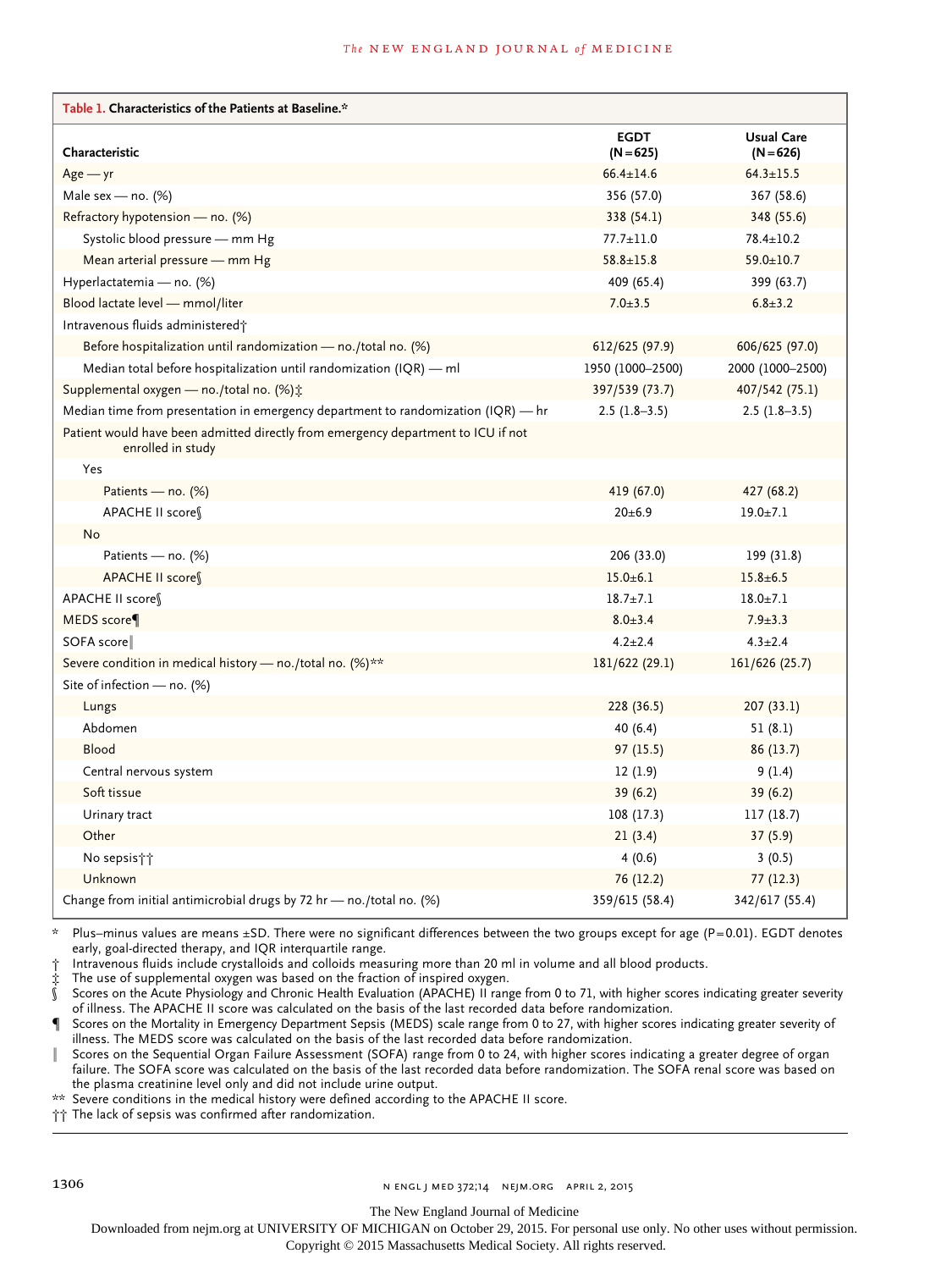**Table 1. Characteristics of the Patients at Baseline.***

| Characteristic | EGDT (N=625) | Usual Care (N=626) |
|---|---|---|
| Age — yr | 66.4±14.6 | 64.3±15.5 |
| Male sex — no. (%) | 356 (57.0) | 367 (58.6) |
| Refractory hypotension — no. (%) | 338 (54.1) | 348 (55.6) |
| Systolic blood pressure — mm Hg | 77.7±11.0 | 78.4±10.2 |
| Mean arterial pressure — mm Hg | 58.8±15.8 | 59.0±10.7 |
| Hyperlactatemia — no. (%) | 409 (65.4) | 399 (63.7) |
| Blood lactate level — mmol/liter | 7.0±3.5 | 6.8±3.2 |
| Intravenous fluids administered† | | |
| Before hospitalization until randomization — no./total no. (%) | 612/625 (97.9) | 606/625 (97.0) |
| Median total before hospitalization until randomization (IQR) — ml | 1950 (1000–2500) | 2000 (1000–2500) |
| Supplemental oxygen — no./total no. (%)‡ | 397/539 (73.7) | 407/542 (75.1) |
| Median time from presentation in emergency department to randomization (IQR) — hr | 2.5 (1.8–3.5) | 2.5 (1.8–3.5) |
| Patient would have been admitted directly from emergency department to ICU if not enrolled in study | | |
| Yes | | |
| Patients — no. (%) | 419 (67.0) | 427 (68.2) |
| APACHE II score§ | 20±6.9 | 19.0±7.1 |
| No | | |
| Patients — no. (%) | 206 (33.0) | 199 (31.8) |
| APACHE II score§ | 15.0±6.1 | 15.8±6.5 |
| APACHE II score§ | 18.7±7.1 | 18.0±7.1 |
| MEDS score¶ | 8.0±3.4 | 7.9±3.3 |
| SOFA score‖ | 4.2±2.4 | 4.3±2.4 |
| Severe condition in medical history — no./total no. (%)** | 181/622 (29.1) | 161/626 (25.7) |
| Site of infection — no. (%) | | |
| Lungs | 228 (36.5) | 207 (33.1) |
| Abdomen | 40 (6.4) | 51 (8.1) |
| Blood | 97 (15.5) | 86 (13.7) |
| Central nervous system | 12 (1.9) | 9 (1.4) |
| Soft tissue | 39 (6.2) | 39 (6.2) |
| Urinary tract | 108 (17.3) | 117 (18.7) |
| Other | 21 (3.4) | 37 (5.9) |
| No sepsis†† | 4 (0.6) | 3 (0.5) |
| Unknown | 76 (12.2) | 77 (12.3) |
| Change from initial antimicrobial drugs by 72 hr — no./total no. (%) | 359/615 (58.4) | 342/617 (55.4) |

\* Plus–minus values are means ±SD. There were no significant differences between the two groups except for age (P=0.01). EGDT denotes early, goal-directed therapy, and IQR interquartile range.

† Intravenous fluids include crystalloids and colloids measuring more than 20 ml in volume and all blood products.

‡ The use of supplemental oxygen was based on the fraction of inspired oxygen.

§ Scores on the Acute Physiology and Chronic Health Evaluation (APACHE) II range from 0 to 71, with higher scores indicating greater severity of illness. The APACHE II score was calculated on the basis of the last recorded data before randomization.

¶ Scores on the Mortality in Emergency Department Sepsis (MEDS) scale range from 0 to 27, with higher scores indicating greater severity of illness. The MEDS score was calculated on the basis of the last recorded data before randomization.

‖ Scores on the Sequential Organ Failure Assessment (SOFA) range from 0 to 24, with higher scores indicating a greater degree of organ failure. The SOFA score was calculated on the basis of the last recorded data before randomization. The SOFA renal score was based on the plasma creatinine level only and did not include urine output.

\** Severe conditions in the medical history were defined according to the APACHE II score.

†† The lack of sepsis was confirmed after randomization.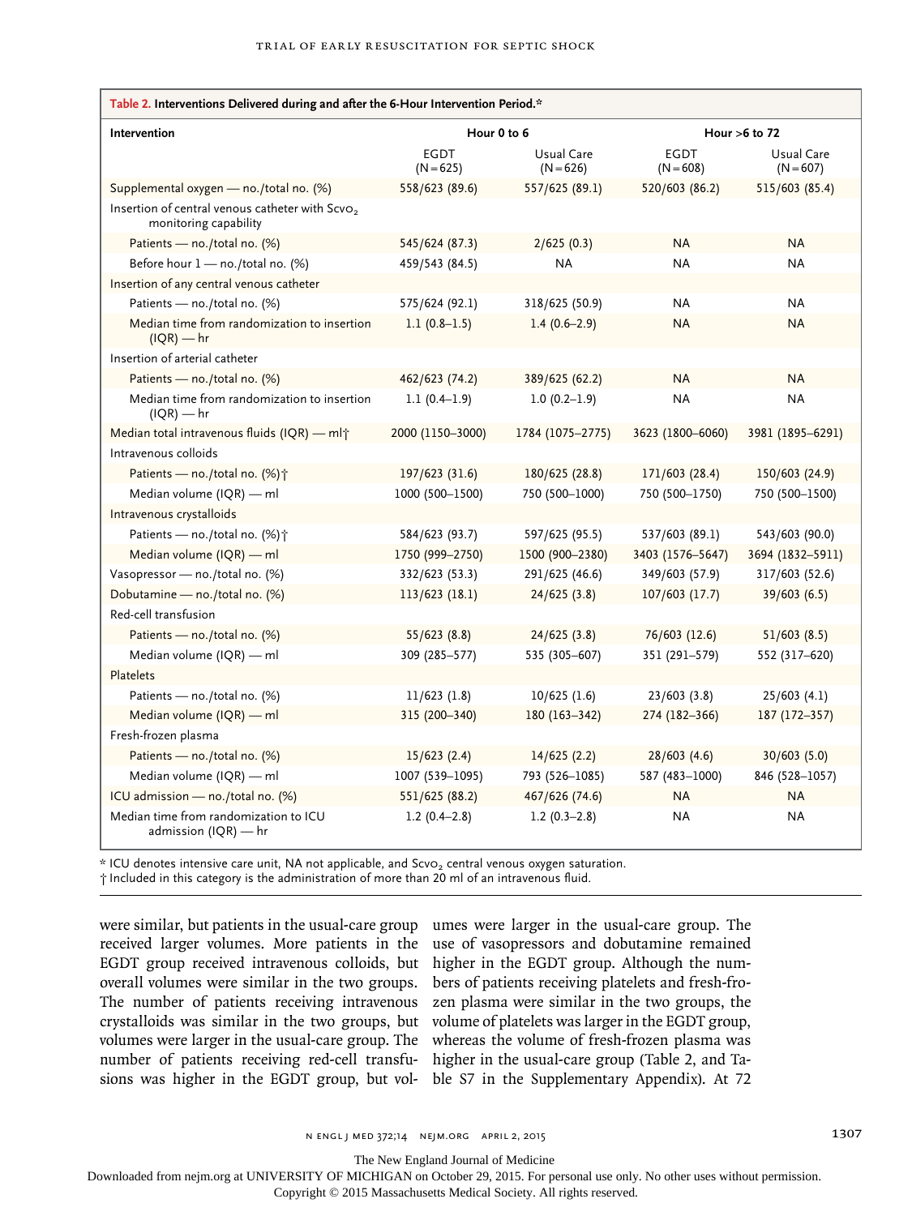**Table 2. Interventions Delivered during and after the 6-Hour Intervention Period.***

| Intervention | Hour 0 to 6 | | Hour >6 to 72 | |
|---|---|---|---|---|
| | EGDT (N=625) | Usual Care (N=626) | EGDT (N=608) | Usual Care (N=607) |
| Supplemental oxygen — no./total no. (%) | 558/623 (89.6) | 557/625 (89.1) | 520/603 (86.2) | 515/603 (85.4) |
| Insertion of central venous catheter with $Scvo_2$ monitoring capability | | | | |
| Patients — no./total no. (%) | 545/624 (87.3) | 2/625 (0.3) | NA | NA |
| Before hour 1 — no./total no. (%) | 459/543 (84.5) | NA | NA | NA |
| Insertion of any central venous catheter | | | | |
| Patients — no./total no. (%) | 575/624 (92.1) | 318/625 (50.9) | NA | NA |
| Median time from randomization to insertion (IQR) — hr | 1.1 (0.8–1.5) | 1.4 (0.6–2.9) | NA | NA |
| Insertion of arterial catheter | | | | |
| Patients — no./total no. (%) | 462/623 (74.2) | 389/625 (62.2) | NA | NA |
| Median time from randomization to insertion (IQR) — hr | 1.1 (0.4–1.9) | 1.0 (0.2–1.9) | NA | NA |
| Median total intravenous fluids (IQR) — ml† | 2000 (1150–3000) | 1784 (1075–2775) | 3623 (1800–6060) | 3981 (1895–6291) |
| Intravenous colloids | | | | |
| Patients — no./total no. (%)† | 197/623 (31.6) | 180/625 (28.8) | 171/603 (28.4) | 150/603 (24.9) |
| Median volume (IQR) — ml | 1000 (500–1500) | 750 (500–1000) | 750 (500–1750) | 750 (500–1500) |
| Intravenous crystalloids | | | | |
| Patients — no./total no. (%)† | 584/623 (93.7) | 597/625 (95.5) | 537/603 (89.1) | 543/603 (90.0) |
| Median volume (IQR) — ml | 1750 (999–2750) | 1500 (900–2380) | 3403 (1576–5647) | 3694 (1832–5911) |
| Vasopressor — no./total no. (%) | 332/623 (53.3) | 291/625 (46.6) | 349/603 (57.9) | 317/603 (52.6) |
| Dobutamine — no./total no. (%) | 113/623 (18.1) | 24/625 (3.8) | 107/603 (17.7) | 39/603 (6.5) |
| Red-cell transfusion | | | | |
| Patients — no./total no. (%) | 55/623 (8.8) | 24/625 (3.8) | 76/603 (12.6) | 51/603 (8.5) |
| Median volume (IQR) — ml | 309 (285–577) | 535 (305–607) | 351 (291–579) | 552 (317–620) |
| Platelets | | | | |
| Patients — no./total no. (%) | 11/623 (1.8) | 10/625 (1.6) | 23/603 (3.8) | 25/603 (4.1) |
| Median volume (IQR) — ml | 315 (200–340) | 180 (163–342) | 274 (182–366) | 187 (172–357) |
| Fresh-frozen plasma | | | | |
| Patients — no./total no. (%) | 15/623 (2.4) | 14/625 (2.2) | 28/603 (4.6) | 30/603 (5.0) |
| Median volume (IQR) — ml | 1007 (539–1095) | 793 (526–1085) | 587 (483–1000) | 846 (528–1057) |
| ICU admission — no./total no. (%) | 551/625 (88.2) | 467/626 (74.6) | NA | NA |
| Median time from randomization to ICU admission (IQR) — hr | 1.2 (0.4–2.8) | 1.2 (0.3–2.8) | NA | NA |

\* ICU denotes intensive care unit, NA not applicable, and $Scvo_2$ central venous oxygen saturation.
† Included in this category is the administration of more than 20 ml of an intravenous fluid.

were similar, but patients in the usual-care group received larger volumes. More patients in the EGDT group received intravenous colloids, but overall volumes were similar in the two groups. The number of patients receiving intravenous crystalloids was similar in the two groups, but volumes were larger in the usual-care group. The number of patients receiving red-cell transfusions was higher in the EGDT group, but volumes were larger in the usual-care group. The use of vasopressors and dobutamine remained higher in the EGDT group. Although the numbers of patients receiving platelets and fresh-frozen plasma were similar in the two groups, the volume of platelets was larger in the EGDT group, whereas the volume of fresh-frozen plasma was higher in the usual-care group (Table 2, and Table S7 in the Supplementary Appendix). At 72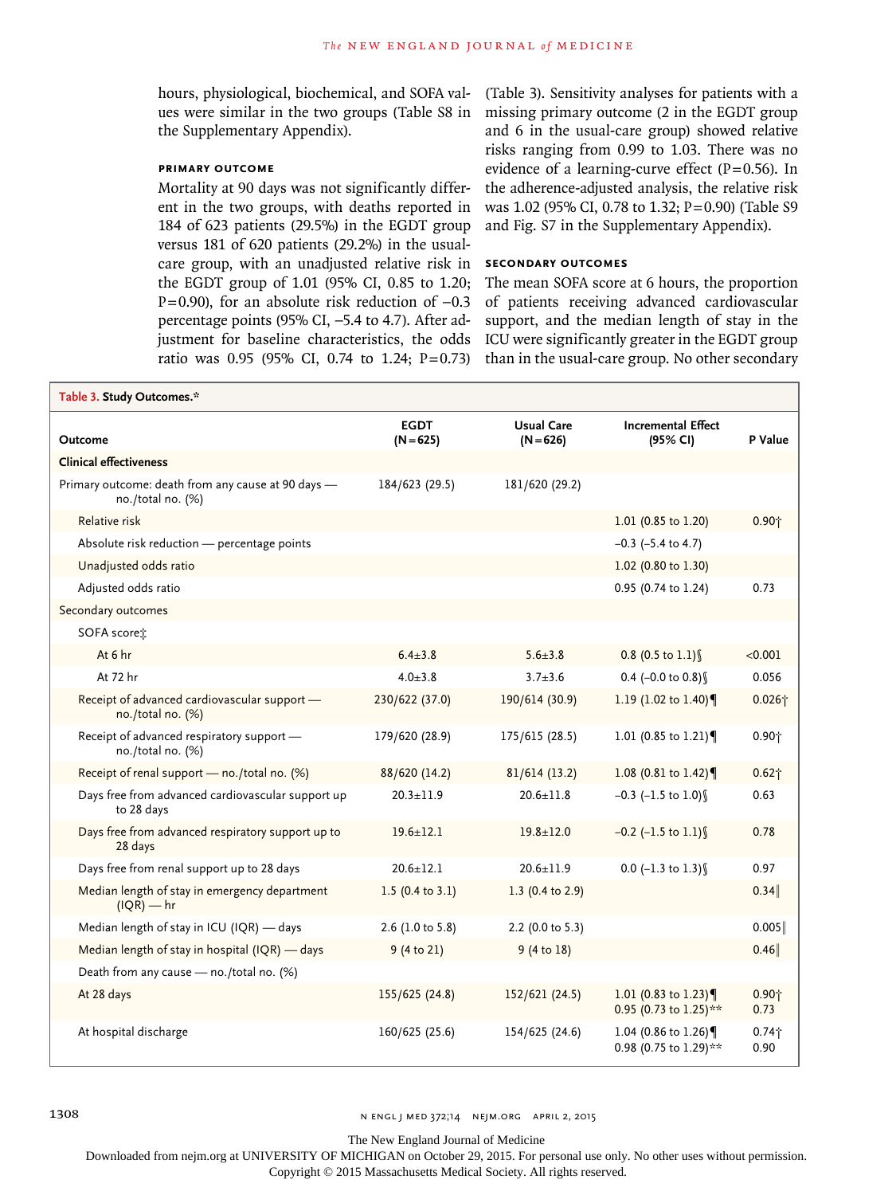hours, physiological, biochemical, and SOFA values were similar in the two groups (Table S8 in the Supplementary Appendix).

### PRIMARY OUTCOME

Mortality at 90 days was not significantly different in the two groups, with deaths reported in 184 of 623 patients (29.5%) in the EGDT group versus 181 of 620 patients (29.2%) in the usual-care group, with an unadjusted relative risk in the EGDT group of 1.01 (95% CI, 0.85 to 1.20; P=0.90), for an absolute risk reduction of −0.3 percentage points (95% CI, −5.4 to 4.7). After adjustment for baseline characteristics, the odds ratio was 0.95 (95% CI, 0.74 to 1.24; P=0.73) (Table 3). Sensitivity analyses for patients with a missing primary outcome (2 in the EGDT group and 6 in the usual-care group) showed relative risks ranging from 0.99 to 1.03. There was no evidence of a learning-curve effect (P=0.56). In the adherence-adjusted analysis, the relative risk was 1.02 (95% CI, 0.78 to 1.32; P=0.90) (Table S9 and Fig. S7 in the Supplementary Appendix).

### SECONDARY OUTCOMES

The mean SOFA score at 6 hours, the proportion of patients receiving advanced cardiovascular support, and the median length of stay in the ICU were significantly greater in the EGDT group than in the usual-care group. No other secondary

**Table 3. Study Outcomes.***

| Outcome | EGDT (N=625) | Usual Care (N=626) | Incremental Effect (95% CI) | P Value |
|---|---|---|---|---|
| **Clinical effectiveness** | | | | |
| Primary outcome: death from any cause at 90 days — no./total no. (%) | 184/623 (29.5) | 181/620 (29.2) | | |
| Relative risk | | | 1.01 (0.85 to 1.20) | 0.90† |
| Absolute risk reduction — percentage points | | | −0.3 (−5.4 to 4.7) | |
| Unadjusted odds ratio | | | 1.02 (0.80 to 1.30) | |
| Adjusted odds ratio | | | 0.95 (0.74 to 1.24) | 0.73 |
| Secondary outcomes | | | | |
| SOFA score‡ | | | | |
| At 6 hr | 6.4±3.8 | 5.6±3.8 | 0.8 (0.5 to 1.1)§ | <0.001 |
| At 72 hr | 4.0±3.8 | 3.7±3.6 | 0.4 (−0.0 to 0.8)§ | 0.056 |
| Receipt of advanced cardiovascular support — no./total no. (%) | 230/622 (37.0) | 190/614 (30.9) | 1.19 (1.02 to 1.40)¶ | 0.026† |
| Receipt of advanced respiratory support — no./total no. (%) | 179/620 (28.9) | 175/615 (28.5) | 1.01 (0.85 to 1.21)¶ | 0.90† |
| Receipt of renal support — no./total no. (%) | 88/620 (14.2) | 81/614 (13.2) | 1.08 (0.81 to 1.42)¶ | 0.62† |
| Days free from advanced cardiovascular support up to 28 days | 20.3±11.9 | 20.6±11.8 | −0.3 (−1.5 to 1.0)§ | 0.63 |
| Days free from advanced respiratory support up to 28 days | 19.6±12.1 | 19.8±12.0 | −0.2 (−1.5 to 1.1)§ | 0.78 |
| Days free from renal support up to 28 days | 20.6±12.1 | 20.6±11.9 | 0.0 (−1.3 to 1.3)§ | 0.97 |
| Median length of stay in emergency department (IQR) — hr | 1.5 (0.4 to 3.1) | 1.3 (0.4 to 2.9) | | 0.34‖ |
| Median length of stay in ICU (IQR) — days | 2.6 (1.0 to 5.8) | 2.2 (0.0 to 5.3) | | 0.005‖ |
| Median length of stay in hospital (IQR) — days | 9 (4 to 21) | 9 (4 to 18) | | 0.46‖ |
| Death from any cause — no./total no. (%) | | | | |
| At 28 days | 155/625 (24.8) | 152/621 (24.5) | 1.01 (0.83 to 1.23)¶<br>0.95 (0.73 to 1.25)** | 0.90†<br>0.73 |
| At hospital discharge | 160/625 (25.6) | 154/625 (24.6) | 1.04 (0.86 to 1.26)¶<br>0.98 (0.75 to 1.29)** | 0.74†<br>0.90 |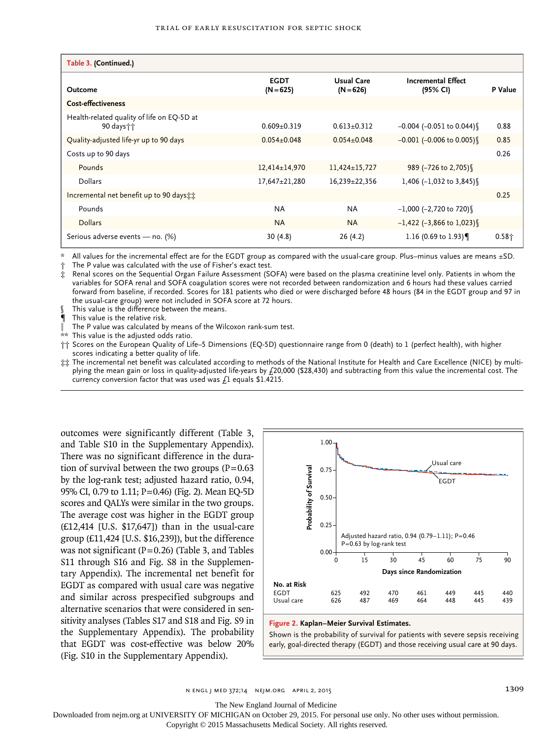**Table 3. (Continued.)**

| Outcome | EGDT (N=625) | Usual Care (N=626) | Incremental Effect (95% CI) | P Value |
|---|---|---|---|---|
| **Cost-effectiveness** | | | | |
| Health-related quality of life on EQ-5D at 90 days†† | 0.609±0.319 | 0.613±0.312 | −0.004 (−0.051 to 0.044)§ | 0.88 |
| Quality-adjusted life-yr up to 90 days | 0.054±0.048 | 0.054±0.048 | −0.001 (−0.006 to 0.005)§ | 0.85 |
| Costs up to 90 days | | | | 0.26 |
| Pounds | 12,414±14,970 | 11,424±15,727 | 989 (−726 to 2,705)§ | |
| Dollars | 17,647±21,280 | 16,239±22,356 | 1,406 (−1,032 to 3,845)§ | |
| Incremental net benefit up to 90 days‡‡ | | | | 0.25 |
| Pounds | NA | NA | −1,000 (−2,720 to 720)§ | |
| Dollars | NA | NA | −1,422 (−3,866 to 1,023)§ | |
| Serious adverse events — no. (%) | 30 (4.8) | 26 (4.2) | 1.16 (0.69 to 1.93)¶ | 0.58† |

\* All values for the incremental effect are for the EGDT group as compared with the usual-care group. Plus–minus values are means ±SD.
† The P value was calculated with the use of Fisher's exact test.
‡ Renal scores on the Sequential Organ Failure Assessment (SOFA) were based on the plasma creatinine level only. Patients in whom the variables for SOFA renal and SOFA coagulation scores were not recorded between randomization and 6 hours had these values carried forward from baseline, if recorded. Scores for 181 patients who died or were discharged before 48 hours (84 in the EGDT group and 97 in the usual-care group) were not included in SOFA score at 72 hours.
§ This value is the difference between the means.
¶ This value is the relative risk.
‖ The P value was calculated by means of the Wilcoxon rank-sum test.
\*\* This value is the adjusted odds ratio.
†† Scores on the European Quality of Life–5 Dimensions (EQ-5D) questionnaire range from 0 (death) to 1 (perfect health), with higher scores indicating a better quality of life.
‡‡ The incremental net benefit was calculated according to methods of the National Institute for Health and Care Excellence (NICE) by multiplying the mean gain or loss in quality-adjusted life-years by £20,000 ($28,430) and subtracting from this value the incremental cost. The currency conversion factor that was used was £1 equals $1.4215.

outcomes were significantly different (Table 3, and Table S10 in the Supplementary Appendix). There was no significant difference in the duration of survival between the two groups (P=0.63 by the log-rank test; adjusted hazard ratio, 0.94, 95% CI, 0.79 to 1.11; P=0.46) (Fig. 2). Mean EQ-5D scores and QALYs were similar in the two groups. The average cost was higher in the EGDT group (£12,414 [U.S. $17,647]) than in the usual-care group (£11,424 [U.S. $16,239]), but the difference was not significant (P=0.26) (Table 3, and Tables S11 through S16 and Fig. S8 in the Supplementary Appendix). The incremental net benefit for EGDT as compared with usual care was negative and similar across prespecified subgroups and alternative scenarios that were considered in sensitivity analyses (Tables S17 and S18 and Fig. S9 in the Supplementary Appendix). The probability that EGDT was cost-effective was below 20% (Fig. S10 in the Supplementary Appendix).

| No. at Risk | 0 | 15 | 30 | 45 | 60 | 75 | 90 |
|---|---|---|---|---|---|---|---|
| EGDT | 625 | 492 | 470 | 461 | 449 | 445 | 440 |
| Usual care | 626 | 487 | 469 | 464 | 448 | 445 | 439 |

**Figure 2. Kaplan–Meier Survival Estimates.**
Shown is the probability of survival for patients with severe sepsis receiving early, goal-directed therapy (EGDT) and those receiving usual care at 90 days.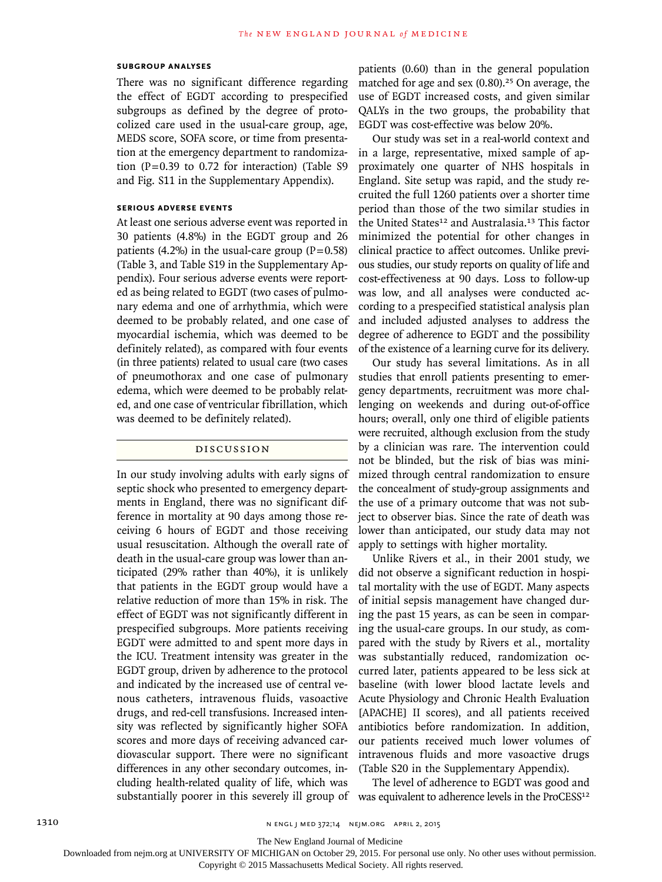### SUBGROUP ANALYSES

There was no significant difference regarding the effect of EGDT according to prespecified subgroups as defined by the degree of protocolized care used in the usual-care group, age, MEDS score, SOFA score, or time from presentation at the emergency department to randomization (P=0.39 to 0.72 for interaction) (Table S9 and Fig. S11 in the Supplementary Appendix).

### SERIOUS ADVERSE EVENTS

At least one serious adverse event was reported in 30 patients (4.8%) in the EGDT group and 26 patients (4.2%) in the usual-care group (P=0.58) (Table 3, and Table S19 in the Supplementary Appendix). Four serious adverse events were reported as being related to EGDT (two cases of pulmonary edema and one of arrhythmia, which were deemed to be probably related, and one case of myocardial ischemia, which was deemed to be definitely related), as compared with four events (in three patients) related to usual care (two cases of pneumothorax and one case of pulmonary edema, which were deemed to be probably related, and one case of ventricular fibrillation, which was deemed to be definitely related).

## DISCUSSION

In our study involving adults with early signs of septic shock who presented to emergency departments in England, there was no significant difference in mortality at 90 days among those receiving 6 hours of EGDT and those receiving usual resuscitation. Although the overall rate of death in the usual-care group was lower than anticipated (29% rather than 40%), it is unlikely that patients in the EGDT group would have a relative reduction of more than 15% in risk. The effect of EGDT was not significantly different in prespecified subgroups. More patients receiving EGDT were admitted to and spent more days in the ICU. Treatment intensity was greater in the EGDT group, driven by adherence to the protocol and indicated by the increased use of central venous catheters, intravenous fluids, vasoactive drugs, and red-cell transfusions. Increased intensity was reflected by significantly higher SOFA scores and more days of receiving advanced cardiovascular support. There were no significant differences in any other secondary outcomes, including health-related quality of life, which was substantially poorer in this severely ill group of patients (0.60) than in the general population matched for age and sex (0.80).[25] On average, the use of EGDT increased costs, and given similar QALYs in the two groups, the probability that EGDT was cost-effective was below 20%.

Our study was set in a real-world context and in a large, representative, mixed sample of approximately one quarter of NHS hospitals in England. Site setup was rapid, and the study recruited the full 1260 patients over a shorter time period than those of the two similar studies in the United States[12] and Australasia.[13] This factor minimized the potential for other changes in clinical practice to affect outcomes. Unlike previous studies, our study reports on quality of life and cost-effectiveness at 90 days. Loss to follow-up was low, and all analyses were conducted according to a prespecified statistical analysis plan and included adjusted analyses to address the degree of adherence to EGDT and the possibility of the existence of a learning curve for its delivery.

Our study has several limitations. As in all studies that enroll patients presenting to emergency departments, recruitment was more challenging on weekends and during out-of-office hours; overall, only one third of eligible patients were recruited, although exclusion from the study by a clinician was rare. The intervention could not be blinded, but the risk of bias was minimized through central randomization to ensure the concealment of study-group assignments and the use of a primary outcome that was not subject to observer bias. Since the rate of death was lower than anticipated, our study data may not apply to settings with higher mortality.

Unlike Rivers et al., in their 2001 study, we did not observe a significant reduction in hospital mortality with the use of EGDT. Many aspects of initial sepsis management have changed during the past 15 years, as can be seen in comparing the usual-care groups. In our study, as compared with the study by Rivers et al., mortality was substantially reduced, randomization occurred later, patients appeared to be less sick at baseline (with lower blood lactate levels and Acute Physiology and Chronic Health Evaluation [APACHE] II scores), and all patients received antibiotics before randomization. In addition, our patients received much lower volumes of intravenous fluids and more vasoactive drugs (Table S20 in the Supplementary Appendix).

The level of adherence to EGDT was good and was equivalent to adherence levels in the ProCESS[12]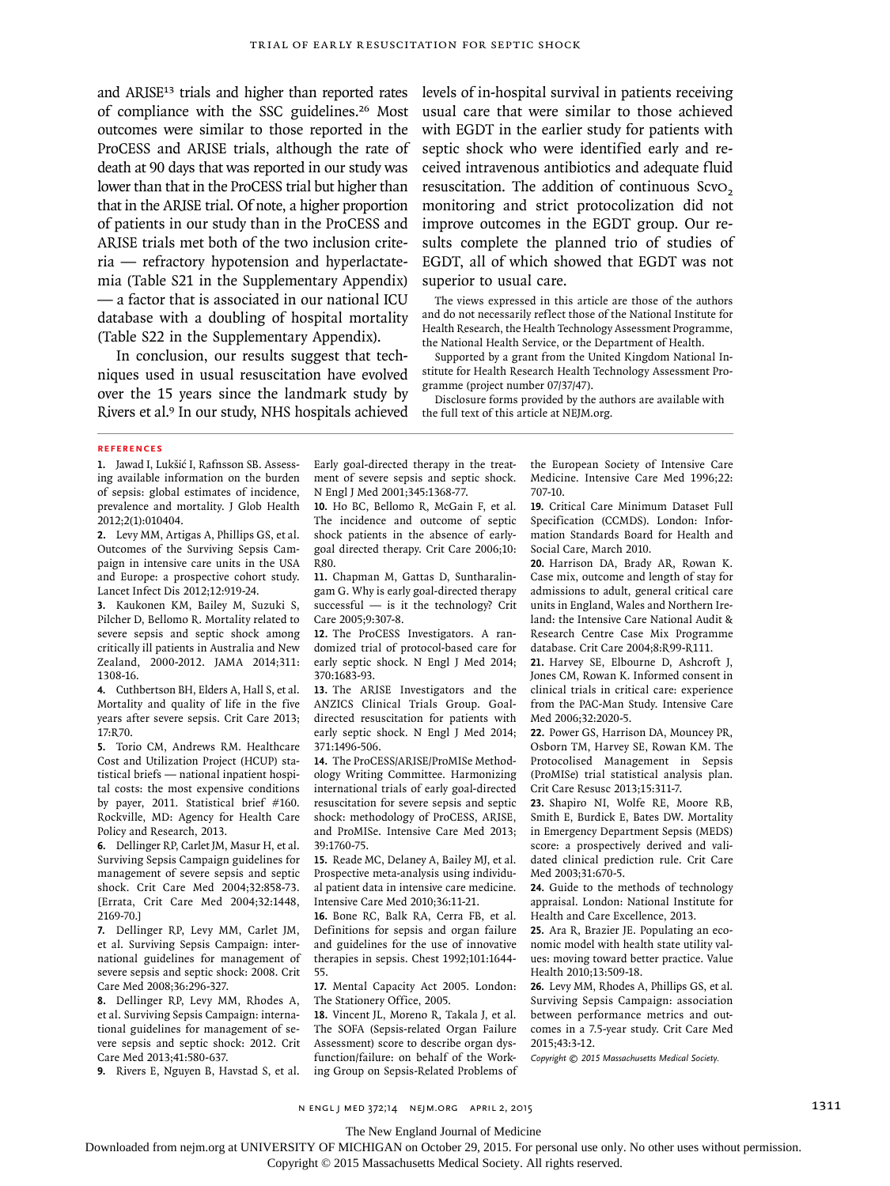and ARISE[13] trials and higher than reported rates of compliance with the SSC guidelines.[26] Most outcomes were similar to those reported in the ProCESS and ARISE trials, although the rate of death at 90 days that was reported in our study was lower than that in the ProCESS trial but higher than that in the ARISE trial. Of note, a higher proportion of patients in our study than in the ProCESS and ARISE trials met both of the two inclusion criteria — refractory hypotension and hyperlactatemia (Table S21 in the Supplementary Appendix) — a factor that is associated in our national ICU database with a doubling of hospital mortality (Table S22 in the Supplementary Appendix).

In conclusion, our results suggest that techniques used in usual resuscitation have evolved over the 15 years since the landmark study by Rivers et al.[9] In our study, NHS hospitals achieved levels of in-hospital survival in patients receiving usual care that were similar to those achieved with EGDT in the earlier study for patients with septic shock who were identified early and received intravenous antibiotics and adequate fluid resuscitation. The addition of continuous $ScvO_2$ monitoring and strict protocolization did not improve outcomes in the EGDT group. Our results complete the planned trio of studies of EGDT, all of which showed that EGDT was not superior to usual care.

The views expressed in this article are those of the authors and do not necessarily reflect those of the National Institute for Health Research, the Health Technology Assessment Programme, the National Health Service, or the Department of Health.

Supported by a grant from the United Kingdom National Institute for Health Research Health Technology Assessment Programme (project number 07/37/47).

Disclosure forms provided by the authors are available with the full text of this article at NEJM.org.

## References

1. Jawad I, Lukšić I, Rafnsson SB. Assessing available information on the burden of sepsis: global estimates of incidence, prevalence and mortality. J Glob Health 2012;2(1):010404.
2. Levy MM, Artigas A, Phillips GS, et al. Outcomes of the Surviving Sepsis Campaign in intensive care units in the USA and Europe: a prospective cohort study. Lancet Infect Dis 2012;12:919-24.
3. Kaukonen KM, Bailey M, Suzuki S, Pilcher D, Bellomo R. Mortality related to severe sepsis and septic shock among critically ill patients in Australia and New Zealand, 2000-2012. JAMA 2014;311:1308-16.
4. Cuthbertson BH, Elders A, Hall S, et al. Mortality and quality of life in the five years after severe sepsis. Crit Care 2013;17:R70.
5. Torio CM, Andrews RM. Healthcare Cost and Utilization Project (HCUP) statistical briefs — national inpatient hospital costs: the most expensive conditions by payer, 2011. Statistical brief #160. Rockville, MD: Agency for Health Care Policy and Research, 2013.
6. Dellinger RP, Carlet JM, Masur H, et al. Surviving Sepsis Campaign guidelines for management of severe sepsis and septic shock. Crit Care Med 2004;32:858-73. [Errata, Crit Care Med 2004;32:1448, 2169-70.]
7. Dellinger RP, Levy MM, Carlet JM, et al. Surviving Sepsis Campaign: international guidelines for management of severe sepsis and septic shock: 2008. Crit Care Med 2008;36:296-327.
8. Dellinger RP, Levy MM, Rhodes A, et al. Surviving Sepsis Campaign: international guidelines for management of severe sepsis and septic shock: 2012. Crit Care Med 2013;41:580-637.
9. Rivers E, Nguyen B, Havstad S, et al. Early goal-directed therapy in the treatment of severe sepsis and septic shock. N Engl J Med 2001;345:1368-77.
10. Ho BC, Bellomo R, McGain F, et al. The incidence and outcome of septic shock patients in the absence of early-goal directed therapy. Crit Care 2006;10:R80.
11. Chapman M, Gattas D, Suntharalingam G. Why is early goal-directed therapy successful — is it the technology? Crit Care 2005;9:307-8.
12. The ProCESS Investigators. A randomized trial of protocol-based care for early septic shock. N Engl J Med 2014;370:1683-93.
13. The ARISE Investigators and the ANZICS Clinical Trials Group. Goal-directed resuscitation for patients with early septic shock. N Engl J Med 2014;371:1496-506.
14. The ProCESS/ARISE/ProMISe Methodology Writing Committee. Harmonizing international trials of early goal-directed resuscitation for severe sepsis and septic shock: methodology of ProCESS, ARISE, and ProMISe. Intensive Care Med 2013;39:1760-75.
15. Reade MC, Delaney A, Bailey MJ, et al. Prospective meta-analysis using individual patient data in intensive care medicine. Intensive Care Med 2010;36:11-21.
16. Bone RC, Balk RA, Cerra FB, et al. Definitions for sepsis and organ failure and guidelines for the use of innovative therapies in sepsis. Chest 1992;101:1644-55.
17. Mental Capacity Act 2005. London: The Stationery Office, 2005.
18. Vincent JL, Moreno R, Takala J, et al. The SOFA (Sepsis-related Organ Failure Assessment) score to describe organ dysfunction/failure: on behalf of the Working Group on Sepsis-Related Problems of the European Society of Intensive Care Medicine. Intensive Care Med 1996;22:707-10.
19. Critical Care Minimum Dataset Full Specification (CCMDS). London: Information Standards Board for Health and Social Care, March 2010.
20. Harrison DA, Brady AR, Rowan K. Case mix, outcome and length of stay for admissions to adult, general critical care units in England, Wales and Northern Ireland: the Intensive Care National Audit & Research Centre Case Mix Programme database. Crit Care 2004;8:R99-R111.
21. Harvey SE, Elbourne D, Ashcroft J, Jones CM, Rowan K. Informed consent in clinical trials in critical care: experience from the PAC-Man Study. Intensive Care Med 2006;32:2020-5.
22. Power GS, Harrison DA, Mouncey PR, Osborn TM, Harvey SE, Rowan KM. The Protocolised Management in Sepsis (ProMISe) trial statistical analysis plan. Crit Care Resusc 2013;15:311-7.
23. Shapiro NI, Wolfe RE, Moore RB, Smith E, Burdick E, Bates DW. Mortality in Emergency Department Sepsis (MEDS) score: a prospectively derived and validated clinical prediction rule. Crit Care Med 2003;31:670-5.
24. Guide to the methods of technology appraisal. London: National Institute for Health and Care Excellence, 2013.
25. Ara R, Brazier JE. Populating an economic model with health state utility values: moving toward better practice. Value Health 2010;13:509-18.
26. Levy MM, Rhodes A, Phillips GS, et al. Surviving Sepsis Campaign: association between performance metrics and outcomes in a 7.5-year study. Crit Care Med 2015;43:3-12.

*Copyright © 2015 Massachusetts Medical Society.*